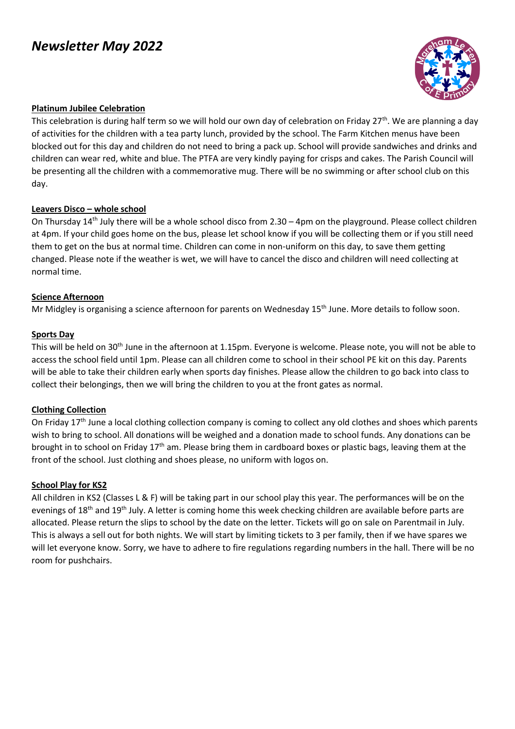# *Newsletter May 2022*

### Platinum Jubilee Celebration

This celebration is during half term so we will hold our own day of celebration on Friday 27th. We are planning a day of activities for the children with a tea party lunch, provided by the school. The Farm Kitchen menus have been blocked out for this day and children do not need to bring a pack up. School will provide sandwiches and drinks and children can wear red, white and blue. The PTFA are very kindly paying for crisps and cakes. The Parish Council will be presenting all the children with a commemorative mug. There will be no swimming or after school club on this day.

### Leavers Disco – whole school

On Thursday 14th July there will be a whole school disco from 2.30 – 4pm on the playground. Please collect children at 4pm. If your child goes home on the bus, please let school know if you will be collecting them or if you still need them to get on the bus at normal time. Children can come in non-uniform on this day, to save them getting changed. Please note if the weather is wet, we will have to cancel the disco and children will need collecting at normal time.

### Science Afternoon

Mr Midgley is organising a science afternoon for parents on Wednesday 15th June. More details to follow soon.

### Sports Day

This will be held on 30th June in the afternoon at 1.15pm. Everyone is welcome. Please note, you will not be able to access the school field until 1pm. Please can all children come to school in their school PE kit on this day. Parents will be able to take their children early when sports day finishes. Please allow the children to go back into class to collect their belongings, then we will bring the children to you at the front gates as normal.

### Clothing Collection

On Friday 17th June a local clothing collection company is coming to collect any old clothes and shoes which parents wish to bring to school. All donations will be weighed and a donation made to school funds. Any donations can be brought in to school on Friday 17th am. Please bring them in cardboard boxes or plastic bags, leaving them at the front of the school. Just clothing and shoes please, no uniform with logos on.

### School Play for KS2

All children in KS2 (Classes L & F) will be taking part in our school play this year. The performances will be on the evenings of 18th and 19th July. A letter is coming home this week checking children are available before parts are allocated. Please return the slips to school by the date on the letter. Tickets will go on sale on Parentmail in July. This is always a sell out for both nights. We will start by limiting tickets to 3 per family, then if we have spares we will let everyone know. Sorry, we have to adhere to fire regulations regarding numbers in the hall. There will be no room for pushchairs.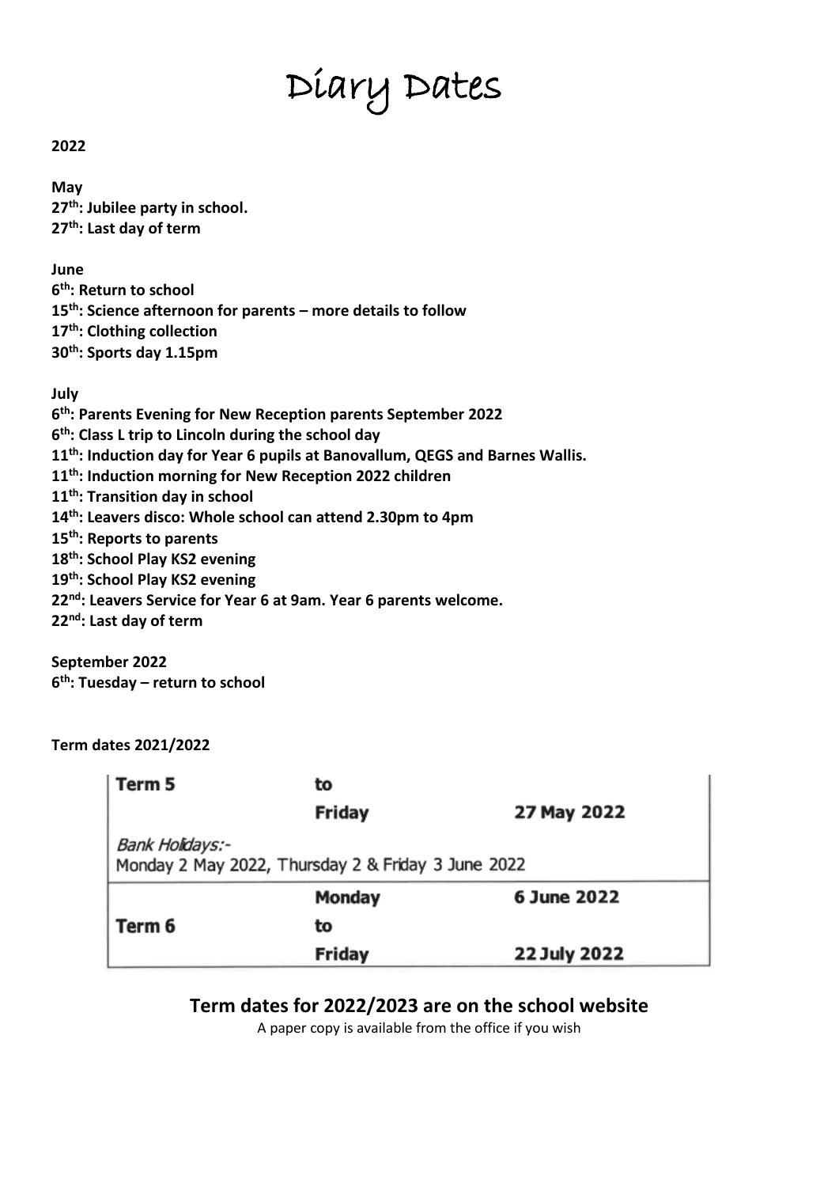# Diary Dates

**2022**

**May**
**27th: Jubilee party in school.**
**27th: Last day of term**

**June**
**6th: Return to school**
**15th: Science afternoon for parents – more details to follow**
**17th: Clothing collection**
**30th: Sports day 1.15pm**

**July**
**6th: Parents Evening for New Reception parents September 2022**
**6th: Class L trip to Lincoln during the school day**
**11th: Induction day for Year 6 pupils at Banovallum, QEGS and Barnes Wallis.**
**11th: Induction morning for New Reception 2022 children**
**11th: Transition day in school**
**14th: Leavers disco: Whole school can attend 2.30pm to 4pm**
**15th: Reports to parents**
**18th: School Play KS2 evening**
**19th: School Play KS2 evening**
**22nd: Leavers Service for Year 6 at 9am. Year 6 parents welcome.**
**22nd: Last day of term**

**September 2022**
**6th: Tuesday – return to school**

**Term dates 2021/2022**

| | | |
|---|---|---|
| **Term 5** | **to** | |
| | **Friday** | **27 May 2022** |
| *Bank Holidays:-* Monday 2 May 2022, Thursday 2 & Friday 3 June 2022 | | |
| | **Monday** | **6 June 2022** |
| **Term 6** | **to** | |
| | **Friday** | **22 July 2022** |

## Term dates for 2022/2023 are on the school website

A paper copy is available from the office if you wish